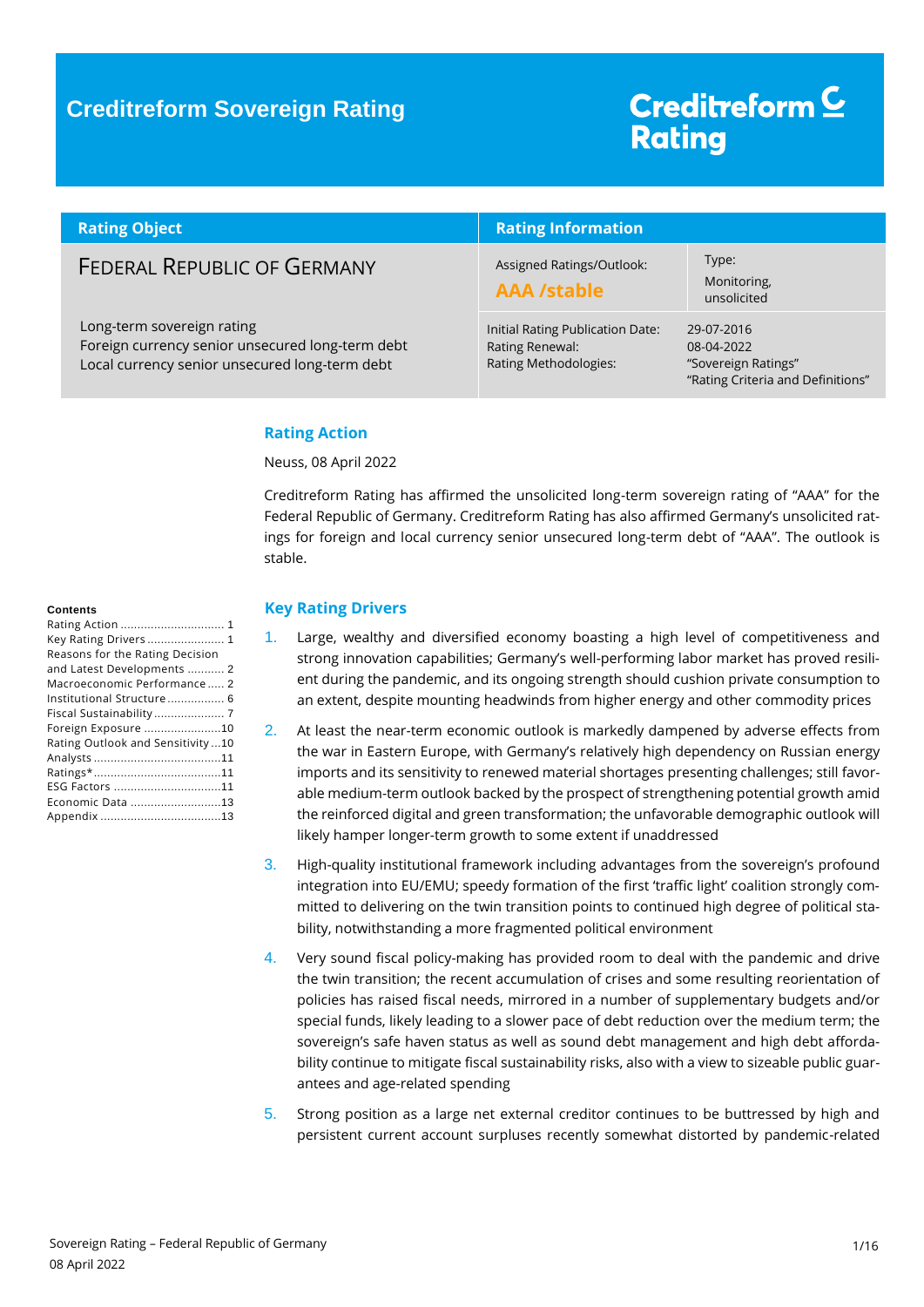# Creditreform Sovereign Rating

| Rating Object | Rating Information | |
|---|---|---|
| FEDERAL REPUBLIC OF GERMANY | Assigned Ratings/Outlook: **AAA /stable** | Type: Monitoring, unsolicited |
| Long-term sovereign rating<br>Foreign currency senior unsecured long-term debt<br>Local currency senior unsecured long-term debt | Initial Rating Publication Date:<br>Rating Renewal:<br>Rating Methodologies: | 29-07-2016<br>08-04-2022<br>"Sovereign Ratings"<br>"Rating Criteria and Definitions" |

**Contents**

- Rating Action ............ 1
- Key Rating Drivers ............ 1
- Reasons for the Rating Decision and Latest Developments ............ 2
- Macroeconomic Performance ............ 2
- Institutional Structure ............ 6
- Fiscal Sustainability ............ 7
- Foreign Exposure ............ 10
- Rating Outlook and Sensitivity ............ 10
- Analysts ............ 11
- Ratings* ............ 11
- ESG Factors ............ 11
- Economic Data ............ 13
- Appendix ............ 13

## Rating Action

Neuss, 08 April 2022

Creditreform Rating has affirmed the unsolicited long-term sovereign rating of "AAA" for the Federal Republic of Germany. Creditreform Rating has also affirmed Germany's unsolicited ratings for foreign and local currency senior unsecured long-term debt of "AAA". The outlook is stable.

## Key Rating Drivers

1. Large, wealthy and diversified economy boasting a high level of competitiveness and strong innovation capabilities; Germany's well-performing labor market has proved resilient during the pandemic, and its ongoing strength should cushion private consumption to an extent, despite mounting headwinds from higher energy and other commodity prices
2. At least the near-term economic outlook is markedly dampened by adverse effects from the war in Eastern Europe, with Germany's relatively high dependency on Russian energy imports and its sensitivity to renewed material shortages presenting challenges; still favorable medium-term outlook backed by the prospect of strengthening potential growth amid the reinforced digital and green transformation; the unfavorable demographic outlook will likely hamper longer-term growth to some extent if unaddressed
3. High-quality institutional framework including advantages from the sovereign's profound integration into EU/EMU; speedy formation of the first 'traffic light' coalition strongly committed to delivering on the twin transition points to continued high degree of political stability, notwithstanding a more fragmented political environment
4. Very sound fiscal policy-making has provided room to deal with the pandemic and drive the twin transition; the recent accumulation of crises and some resulting reorientation of policies has raised fiscal needs, mirrored in a number of supplementary budgets and/or special funds, likely leading to a slower pace of debt reduction over the medium term; the sovereign's safe haven status as well as sound debt management and high debt affordability continue to mitigate fiscal sustainability risks, also with a view to sizeable public guarantees and age-related spending
5. Strong position as a large net external creditor continues to be buttressed by high and persistent current account surpluses recently somewhat distorted by pandemic-related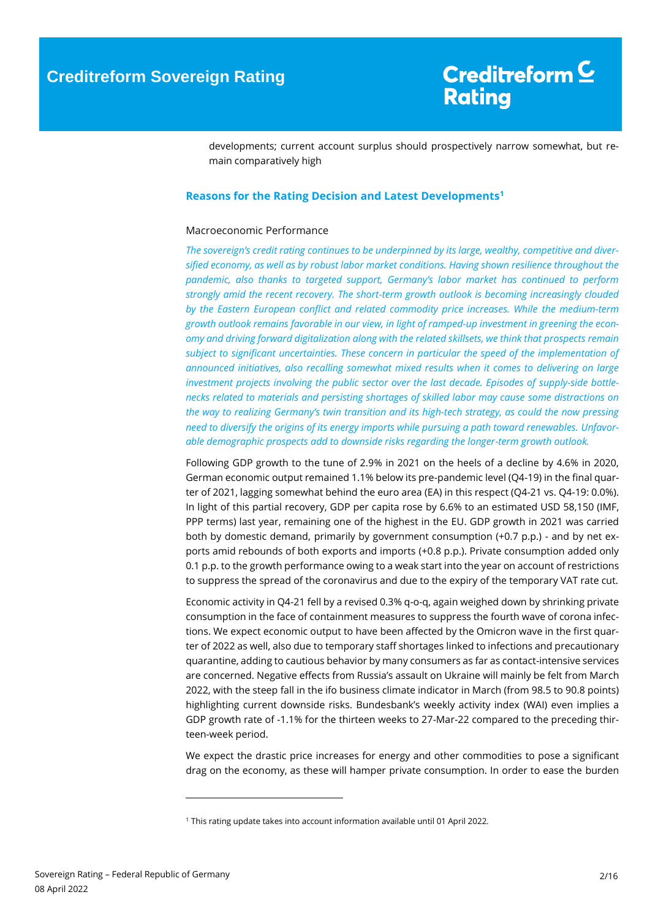developments; current account surplus should prospectively narrow somewhat, but remain comparatively high

## Reasons for the Rating Decision and Latest Developments[1]

### Macroeconomic Performance

*The sovereign's credit rating continues to be underpinned by its large, wealthy, competitive and diversified economy, as well as by robust labor market conditions. Having shown resilience throughout the pandemic, also thanks to targeted support, Germany's labor market has continued to perform strongly amid the recent recovery. The short-term growth outlook is becoming increasingly clouded by the Eastern European conflict and related commodity price increases. While the medium-term growth outlook remains favorable in our view, in light of ramped-up investment in greening the economy and driving forward digitalization along with the related skillsets, we think that prospects remain subject to significant uncertainties. These concern in particular the speed of the implementation of announced initiatives, also recalling somewhat mixed results when it comes to delivering on large investment projects involving the public sector over the last decade. Episodes of supply-side bottlenecks related to materials and persisting shortages of skilled labor may cause some distractions on the way to realizing Germany's twin transition and its high-tech strategy, as could the now pressing need to diversify the origins of its energy imports while pursuing a path toward renewables. Unfavorable demographic prospects add to downside risks regarding the longer-term growth outlook.*

Following GDP growth to the tune of 2.9% in 2021 on the heels of a decline by 4.6% in 2020, German economic output remained 1.1% below its pre-pandemic level (Q4-19) in the final quarter of 2021, lagging somewhat behind the euro area (EA) in this respect (Q4-21 vs. Q4-19: 0.0%). In light of this partial recovery, GDP per capita rose by 6.6% to an estimated USD 58,150 (IMF, PPP terms) last year, remaining one of the highest in the EU. GDP growth in 2021 was carried both by domestic demand, primarily by government consumption (+0.7 p.p.) - and by net exports amid rebounds of both exports and imports (+0.8 p.p.). Private consumption added only 0.1 p.p. to the growth performance owing to a weak start into the year on account of restrictions to suppress the spread of the coronavirus and due to the expiry of the temporary VAT rate cut.

Economic activity in Q4-21 fell by a revised 0.3% q-o-q, again weighed down by shrinking private consumption in the face of containment measures to suppress the fourth wave of corona infections. We expect economic output to have been affected by the Omicron wave in the first quarter of 2022 as well, also due to temporary staff shortages linked to infections and precautionary quarantine, adding to cautious behavior by many consumers as far as contact-intensive services are concerned. Negative effects from Russia's assault on Ukraine will mainly be felt from March 2022, with the steep fall in the ifo business climate indicator in March (from 98.5 to 90.8 points) highlighting current downside risks. Bundesbank's weekly activity index (WAI) even implies a GDP growth rate of -1.1% for the thirteen weeks to 27-Mar-22 compared to the preceding thirteen-week period.

We expect the drastic price increases for energy and other commodities to pose a significant drag on the economy, as these will hamper private consumption. In order to ease the burden

[1] This rating update takes into account information available until 01 April 2022.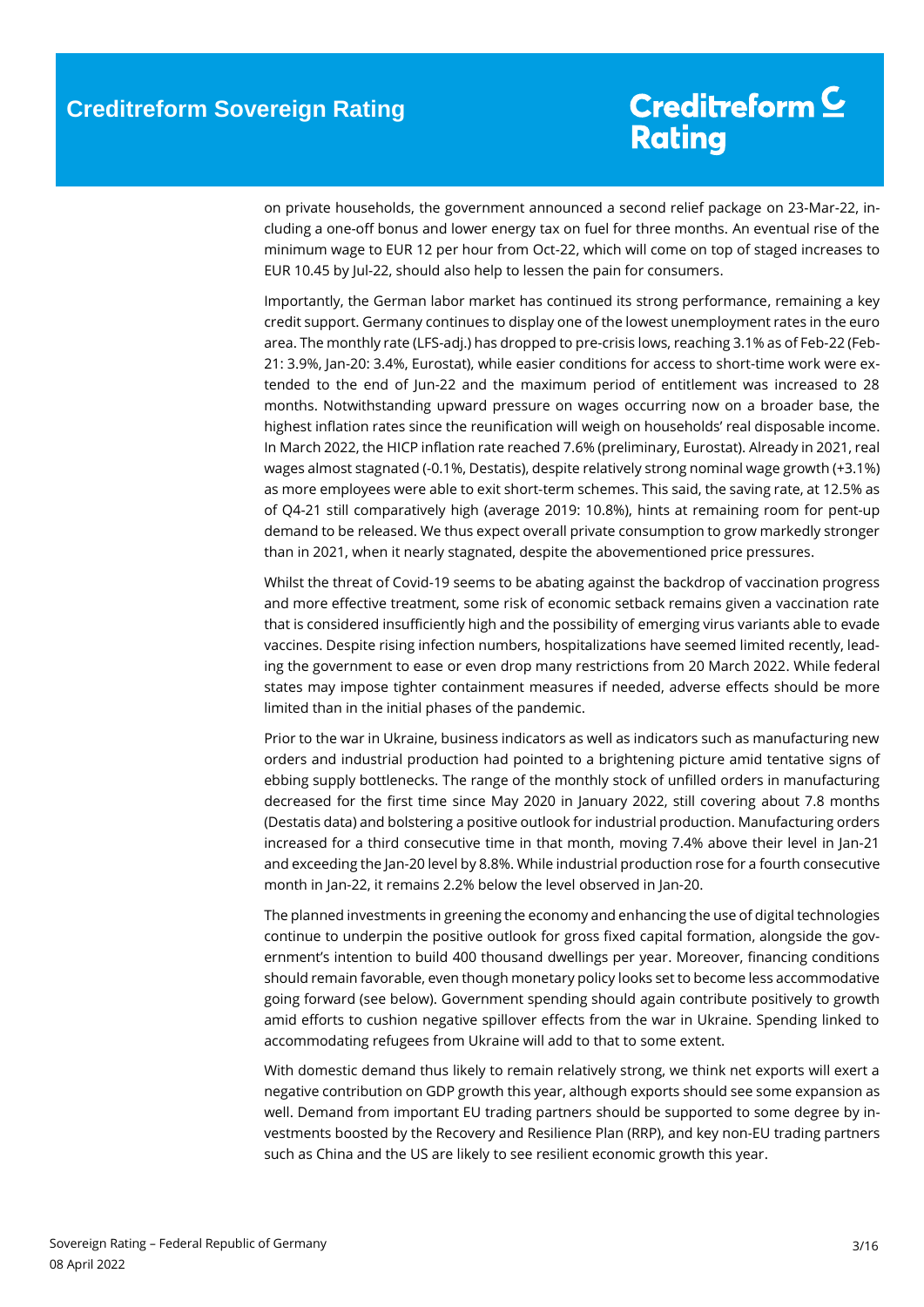on private households, the government announced a second relief package on 23-Mar-22, including a one-off bonus and lower energy tax on fuel for three months. An eventual rise of the minimum wage to EUR 12 per hour from Oct-22, which will come on top of staged increases to EUR 10.45 by Jul-22, should also help to lessen the pain for consumers.

Importantly, the German labor market has continued its strong performance, remaining a key credit support. Germany continues to display one of the lowest unemployment rates in the euro area. The monthly rate (LFS-adj.) has dropped to pre-crisis lows, reaching 3.1% as of Feb-22 (Feb-21: 3.9%, Jan-20: 3.4%, Eurostat), while easier conditions for access to short-time work were extended to the end of Jun-22 and the maximum period of entitlement was increased to 28 months. Notwithstanding upward pressure on wages occurring now on a broader base, the highest inflation rates since the reunification will weigh on households' real disposable income. In March 2022, the HICP inflation rate reached 7.6% (preliminary, Eurostat). Already in 2021, real wages almost stagnated (-0.1%, Destatis), despite relatively strong nominal wage growth (+3.1%) as more employees were able to exit short-term schemes. This said, the saving rate, at 12.5% as of Q4-21 still comparatively high (average 2019: 10.8%), hints at remaining room for pent-up demand to be released. We thus expect overall private consumption to grow markedly stronger than in 2021, when it nearly stagnated, despite the abovementioned price pressures.

Whilst the threat of Covid-19 seems to be abating against the backdrop of vaccination progress and more effective treatment, some risk of economic setback remains given a vaccination rate that is considered insufficiently high and the possibility of emerging virus variants able to evade vaccines. Despite rising infection numbers, hospitalizations have seemed limited recently, leading the government to ease or even drop many restrictions from 20 March 2022. While federal states may impose tighter containment measures if needed, adverse effects should be more limited than in the initial phases of the pandemic.

Prior to the war in Ukraine, business indicators as well as indicators such as manufacturing new orders and industrial production had pointed to a brightening picture amid tentative signs of ebbing supply bottlenecks. The range of the monthly stock of unfilled orders in manufacturing decreased for the first time since May 2020 in January 2022, still covering about 7.8 months (Destatis data) and bolstering a positive outlook for industrial production. Manufacturing orders increased for a third consecutive time in that month, moving 7.4% above their level in Jan-21 and exceeding the Jan-20 level by 8.8%. While industrial production rose for a fourth consecutive month in Jan-22, it remains 2.2% below the level observed in Jan-20.

The planned investments in greening the economy and enhancing the use of digital technologies continue to underpin the positive outlook for gross fixed capital formation, alongside the government's intention to build 400 thousand dwellings per year. Moreover, financing conditions should remain favorable, even though monetary policy looks set to become less accommodative going forward (see below). Government spending should again contribute positively to growth amid efforts to cushion negative spillover effects from the war in Ukraine. Spending linked to accommodating refugees from Ukraine will add to that to some extent.

With domestic demand thus likely to remain relatively strong, we think net exports will exert a negative contribution on GDP growth this year, although exports should see some expansion as well. Demand from important EU trading partners should be supported to some degree by investments boosted by the Recovery and Resilience Plan (RRP), and key non-EU trading partners such as China and the US are likely to see resilient economic growth this year.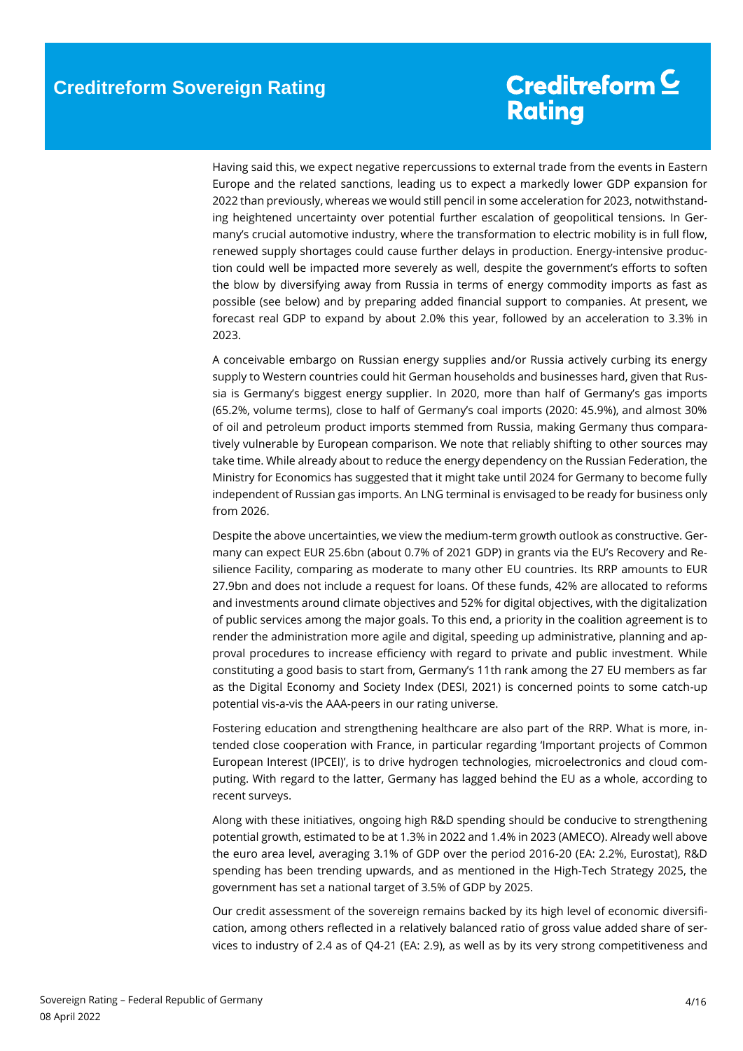Having said this, we expect negative repercussions to external trade from the events in Eastern Europe and the related sanctions, leading us to expect a markedly lower GDP expansion for 2022 than previously, whereas we would still pencil in some acceleration for 2023, notwithstanding heightened uncertainty over potential further escalation of geopolitical tensions. In Germany's crucial automotive industry, where the transformation to electric mobility is in full flow, renewed supply shortages could cause further delays in production. Energy-intensive production could well be impacted more severely as well, despite the government's efforts to soften the blow by diversifying away from Russia in terms of energy commodity imports as fast as possible (see below) and by preparing added financial support to companies. At present, we forecast real GDP to expand by about 2.0% this year, followed by an acceleration to 3.3% in 2023.

A conceivable embargo on Russian energy supplies and/or Russia actively curbing its energy supply to Western countries could hit German households and businesses hard, given that Russia is Germany's biggest energy supplier. In 2020, more than half of Germany's gas imports (65.2%, volume terms), close to half of Germany's coal imports (2020: 45.9%), and almost 30% of oil and petroleum product imports stemmed from Russia, making Germany thus comparatively vulnerable by European comparison. We note that reliably shifting to other sources may take time. While already about to reduce the energy dependency on the Russian Federation, the Ministry for Economics has suggested that it might take until 2024 for Germany to become fully independent of Russian gas imports. An LNG terminal is envisaged to be ready for business only from 2026.

Despite the above uncertainties, we view the medium-term growth outlook as constructive. Germany can expect EUR 25.6bn (about 0.7% of 2021 GDP) in grants via the EU's Recovery and Resilience Facility, comparing as moderate to many other EU countries. Its RRP amounts to EUR 27.9bn and does not include a request for loans. Of these funds, 42% are allocated to reforms and investments around climate objectives and 52% for digital objectives, with the digitalization of public services among the major goals. To this end, a priority in the coalition agreement is to render the administration more agile and digital, speeding up administrative, planning and approval procedures to increase efficiency with regard to private and public investment. While constituting a good basis to start from, Germany's 11th rank among the 27 EU members as far as the Digital Economy and Society Index (DESI, 2021) is concerned points to some catch-up potential vis-a-vis the AAA-peers in our rating universe.

Fostering education and strengthening healthcare are also part of the RRP. What is more, intended close cooperation with France, in particular regarding 'Important projects of Common European Interest (IPCEI)', is to drive hydrogen technologies, microelectronics and cloud computing. With regard to the latter, Germany has lagged behind the EU as a whole, according to recent surveys.

Along with these initiatives, ongoing high R&D spending should be conducive to strengthening potential growth, estimated to be at 1.3% in 2022 and 1.4% in 2023 (AMECO). Already well above the euro area level, averaging 3.1% of GDP over the period 2016-20 (EA: 2.2%, Eurostat), R&D spending has been trending upwards, and as mentioned in the High-Tech Strategy 2025, the government has set a national target of 3.5% of GDP by 2025.

Our credit assessment of the sovereign remains backed by its high level of economic diversification, among others reflected in a relatively balanced ratio of gross value added share of services to industry of 2.4 as of Q4-21 (EA: 2.9), as well as by its very strong competitiveness and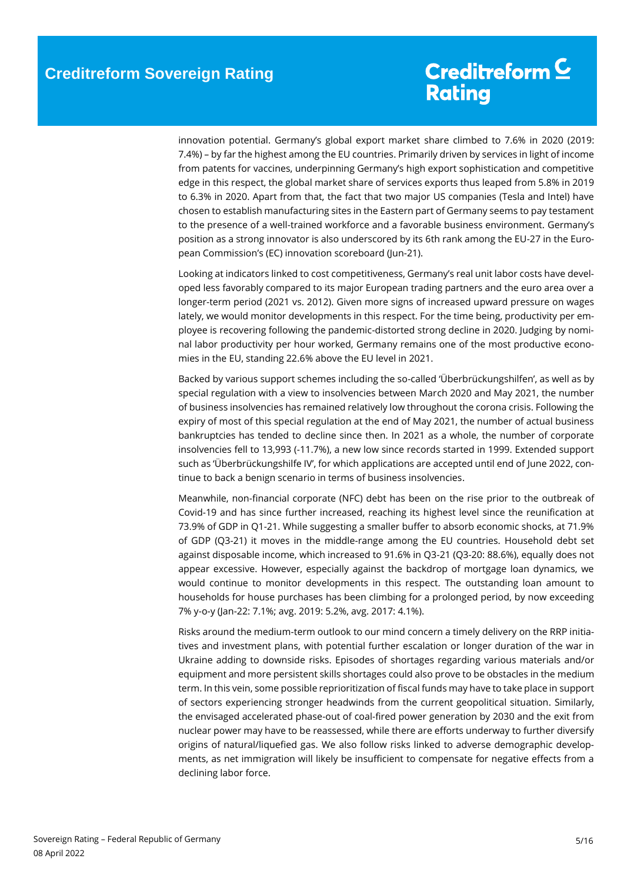innovation potential. Germany's global export market share climbed to 7.6% in 2020 (2019: 7.4%) – by far the highest among the EU countries. Primarily driven by services in light of income from patents for vaccines, underpinning Germany's high export sophistication and competitive edge in this respect, the global market share of services exports thus leaped from 5.8% in 2019 to 6.3% in 2020. Apart from that, the fact that two major US companies (Tesla and Intel) have chosen to establish manufacturing sites in the Eastern part of Germany seems to pay testament to the presence of a well-trained workforce and a favorable business environment. Germany's position as a strong innovator is also underscored by its 6th rank among the EU-27 in the European Commission's (EC) innovation scoreboard (Jun-21).

Looking at indicators linked to cost competitiveness, Germany's real unit labor costs have developed less favorably compared to its major European trading partners and the euro area over a longer-term period (2021 vs. 2012). Given more signs of increased upward pressure on wages lately, we would monitor developments in this respect. For the time being, productivity per employee is recovering following the pandemic-distorted strong decline in 2020. Judging by nominal labor productivity per hour worked, Germany remains one of the most productive economies in the EU, standing 22.6% above the EU level in 2021.

Backed by various support schemes including the so-called 'Überbrückungshilfen', as well as by special regulation with a view to insolvencies between March 2020 and May 2021, the number of business insolvencies has remained relatively low throughout the corona crisis. Following the expiry of most of this special regulation at the end of May 2021, the number of actual business bankruptcies has tended to decline since then. In 2021 as a whole, the number of corporate insolvencies fell to 13,993 (-11.7%), a new low since records started in 1999. Extended support such as 'Überbrückungshilfe IV', for which applications are accepted until end of June 2022, continue to back a benign scenario in terms of business insolvencies.

Meanwhile, non-financial corporate (NFC) debt has been on the rise prior to the outbreak of Covid-19 and has since further increased, reaching its highest level since the reunification at 73.9% of GDP in Q1-21. While suggesting a smaller buffer to absorb economic shocks, at 71.9% of GDP (Q3-21) it moves in the middle-range among the EU countries. Household debt set against disposable income, which increased to 91.6% in Q3-21 (Q3-20: 88.6%), equally does not appear excessive. However, especially against the backdrop of mortgage loan dynamics, we would continue to monitor developments in this respect. The outstanding loan amount to households for house purchases has been climbing for a prolonged period, by now exceeding 7% y-o-y (Jan-22: 7.1%; avg. 2019: 5.2%, avg. 2017: 4.1%).

Risks around the medium-term outlook to our mind concern a timely delivery on the RRP initiatives and investment plans, with potential further escalation or longer duration of the war in Ukraine adding to downside risks. Episodes of shortages regarding various materials and/or equipment and more persistent skills shortages could also prove to be obstacles in the medium term. In this vein, some possible reprioritization of fiscal funds may have to take place in support of sectors experiencing stronger headwinds from the current geopolitical situation. Similarly, the envisaged accelerated phase-out of coal-fired power generation by 2030 and the exit from nuclear power may have to be reassessed, while there are efforts underway to further diversify origins of natural/liquefied gas. We also follow risks linked to adverse demographic developments, as net immigration will likely be insufficient to compensate for negative effects from a declining labor force.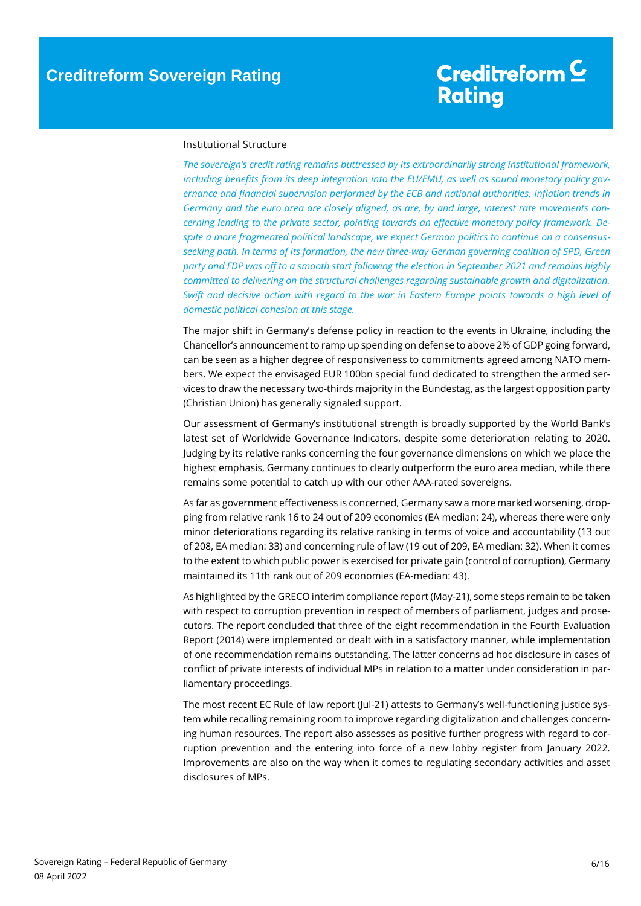## Institutional Structure

*The sovereign's credit rating remains buttressed by its extraordinarily strong institutional framework, including benefits from its deep integration into the EU/EMU, as well as sound monetary policy governance and financial supervision performed by the ECB and national authorities. Inflation trends in Germany and the euro area are closely aligned, as are, by and large, interest rate movements concerning lending to the private sector, pointing towards an effective monetary policy framework. Despite a more fragmented political landscape, we expect German politics to continue on a consensus-seeking path. In terms of its formation, the new three-way German governing coalition of SPD, Green party and FDP was off to a smooth start following the election in September 2021 and remains highly committed to delivering on the structural challenges regarding sustainable growth and digitalization. Swift and decisive action with regard to the war in Eastern Europe points towards a high level of domestic political cohesion at this stage.*

The major shift in Germany's defense policy in reaction to the events in Ukraine, including the Chancellor's announcement to ramp up spending on defense to above 2% of GDP going forward, can be seen as a higher degree of responsiveness to commitments agreed among NATO members. We expect the envisaged EUR 100bn special fund dedicated to strengthen the armed services to draw the necessary two-thirds majority in the Bundestag, as the largest opposition party (Christian Union) has generally signaled support.

Our assessment of Germany's institutional strength is broadly supported by the World Bank's latest set of Worldwide Governance Indicators, despite some deterioration relating to 2020. Judging by its relative ranks concerning the four governance dimensions on which we place the highest emphasis, Germany continues to clearly outperform the euro area median, while there remains some potential to catch up with our other AAA-rated sovereigns.

As far as government effectiveness is concerned, Germany saw a more marked worsening, dropping from relative rank 16 to 24 out of 209 economies (EA median: 24), whereas there were only minor deteriorations regarding its relative ranking in terms of voice and accountability (13 out of 208, EA median: 33) and concerning rule of law (19 out of 209, EA median: 32). When it comes to the extent to which public power is exercised for private gain (control of corruption), Germany maintained its 11th rank out of 209 economies (EA-median: 43).

As highlighted by the GRECO interim compliance report (May-21), some steps remain to be taken with respect to corruption prevention in respect of members of parliament, judges and prosecutors. The report concluded that three of the eight recommendation in the Fourth Evaluation Report (2014) were implemented or dealt with in a satisfactory manner, while implementation of one recommendation remains outstanding. The latter concerns ad hoc disclosure in cases of conflict of private interests of individual MPs in relation to a matter under consideration in parliamentary proceedings.

The most recent EC Rule of law report (Jul-21) attests to Germany's well-functioning justice system while recalling remaining room to improve regarding digitalization and challenges concerning human resources. The report also assesses as positive further progress with regard to corruption prevention and the entering into force of a new lobby register from January 2022. Improvements are also on the way when it comes to regulating secondary activities and asset disclosures of MPs.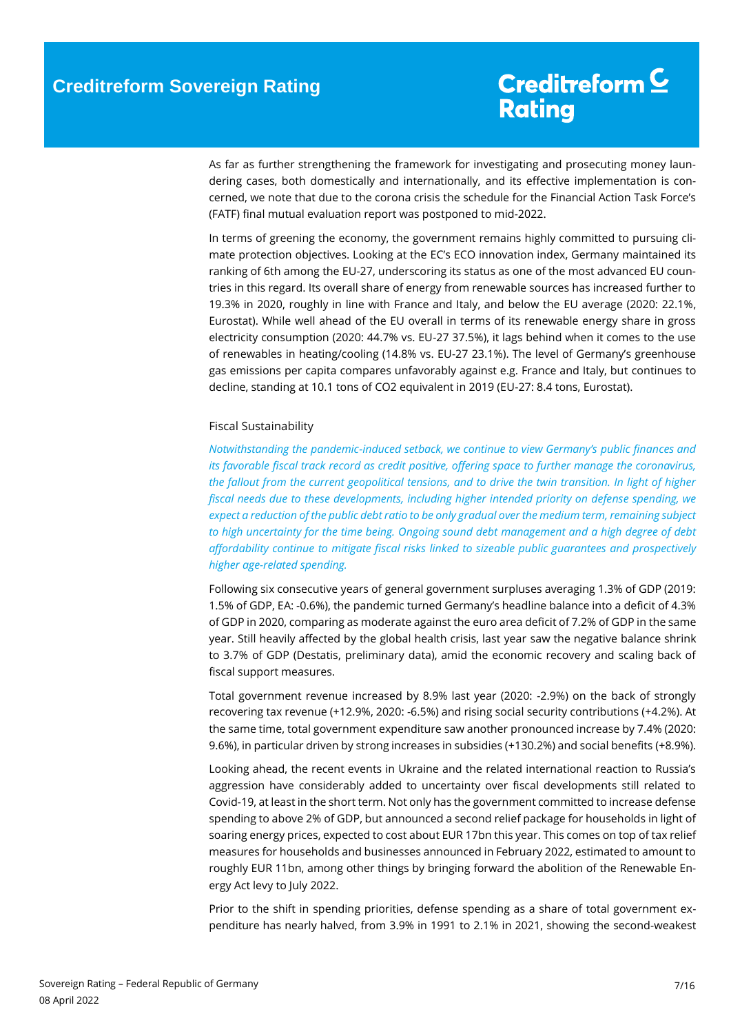As far as further strengthening the framework for investigating and prosecuting money laundering cases, both domestically and internationally, and its effective implementation is concerned, we note that due to the corona crisis the schedule for the Financial Action Task Force's (FATF) final mutual evaluation report was postponed to mid-2022.

In terms of greening the economy, the government remains highly committed to pursuing climate protection objectives. Looking at the EC's ECO innovation index, Germany maintained its ranking of 6th among the EU-27, underscoring its status as one of the most advanced EU countries in this regard. Its overall share of energy from renewable sources has increased further to 19.3% in 2020, roughly in line with France and Italy, and below the EU average (2020: 22.1%, Eurostat). While well ahead of the EU overall in terms of its renewable energy share in gross electricity consumption (2020: 44.7% vs. EU-27 37.5%), it lags behind when it comes to the use of renewables in heating/cooling (14.8% vs. EU-27 23.1%). The level of Germany's greenhouse gas emissions per capita compares unfavorably against e.g. France and Italy, but continues to decline, standing at 10.1 tons of $CO_2$ equivalent in 2019 (EU-27: 8.4 tons, Eurostat).

## Fiscal Sustainability

*Notwithstanding the pandemic-induced setback, we continue to view Germany's public finances and its favorable fiscal track record as credit positive, offering space to further manage the coronavirus, the fallout from the current geopolitical tensions, and to drive the twin transition. In light of higher fiscal needs due to these developments, including higher intended priority on defense spending, we expect a reduction of the public debt ratio to be only gradual over the medium term, remaining subject to high uncertainty for the time being. Ongoing sound debt management and a high degree of debt affordability continue to mitigate fiscal risks linked to sizeable public guarantees and prospectively higher age-related spending.*

Following six consecutive years of general government surpluses averaging 1.3% of GDP (2019: 1.5% of GDP, EA: -0.6%), the pandemic turned Germany's headline balance into a deficit of 4.3% of GDP in 2020, comparing as moderate against the euro area deficit of 7.2% of GDP in the same year. Still heavily affected by the global health crisis, last year saw the negative balance shrink to 3.7% of GDP (Destatis, preliminary data), amid the economic recovery and scaling back of fiscal support measures.

Total government revenue increased by 8.9% last year (2020: -2.9%) on the back of strongly recovering tax revenue (+12.9%, 2020: -6.5%) and rising social security contributions (+4.2%). At the same time, total government expenditure saw another pronounced increase by 7.4% (2020: 9.6%), in particular driven by strong increases in subsidies (+130.2%) and social benefits (+8.9%).

Looking ahead, the recent events in Ukraine and the related international reaction to Russia's aggression have considerably added to uncertainty over fiscal developments still related to Covid-19, at least in the short term. Not only has the government committed to increase defense spending to above 2% of GDP, but announced a second relief package for households in light of soaring energy prices, expected to cost about EUR 17bn this year. This comes on top of tax relief measures for households and businesses announced in February 2022, estimated to amount to roughly EUR 11bn, among other things by bringing forward the abolition of the Renewable Energy Act levy to July 2022.

Prior to the shift in spending priorities, defense spending as a share of total government expenditure has nearly halved, from 3.9% in 1991 to 2.1% in 2021, showing the second-weakest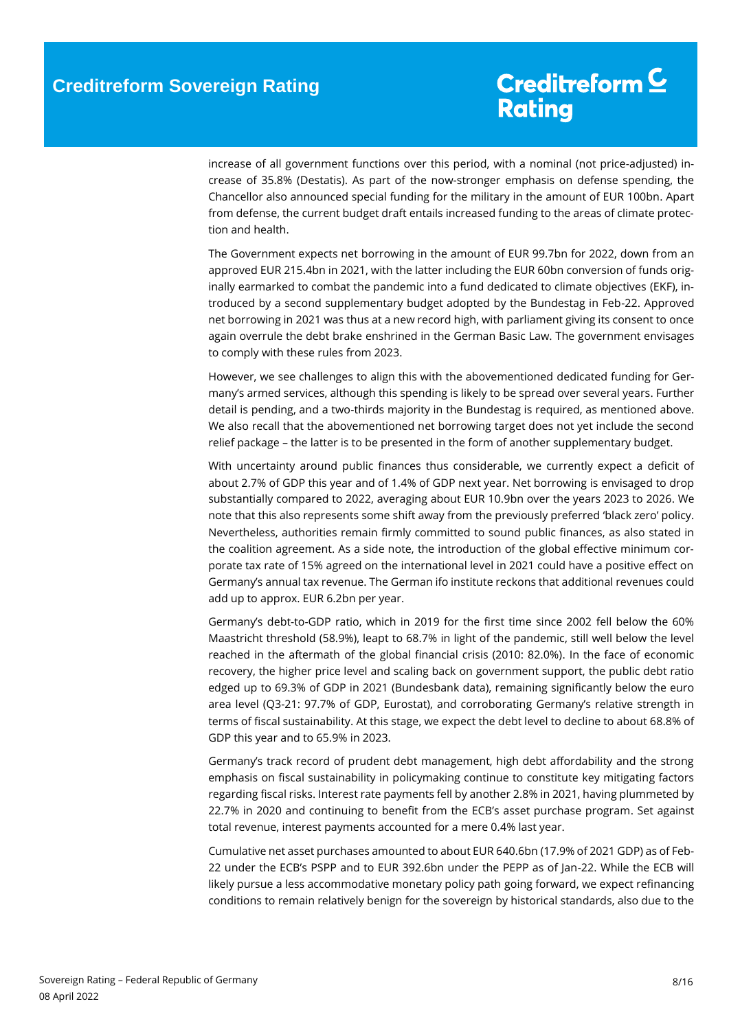increase of all government functions over this period, with a nominal (not price-adjusted) increase of 35.8% (Destatis). As part of the now-stronger emphasis on defense spending, the Chancellor also announced special funding for the military in the amount of EUR 100bn. Apart from defense, the current budget draft entails increased funding to the areas of climate protection and health.

The Government expects net borrowing in the amount of EUR 99.7bn for 2022, down from an approved EUR 215.4bn in 2021, with the latter including the EUR 60bn conversion of funds originally earmarked to combat the pandemic into a fund dedicated to climate objectives (EKF), introduced by a second supplementary budget adopted by the Bundestag in Feb-22. Approved net borrowing in 2021 was thus at a new record high, with parliament giving its consent to once again overrule the debt brake enshrined in the German Basic Law. The government envisages to comply with these rules from 2023.

However, we see challenges to align this with the abovementioned dedicated funding for Germany's armed services, although this spending is likely to be spread over several years. Further detail is pending, and a two-thirds majority in the Bundestag is required, as mentioned above. We also recall that the abovementioned net borrowing target does not yet include the second relief package – the latter is to be presented in the form of another supplementary budget.

With uncertainty around public finances thus considerable, we currently expect a deficit of about 2.7% of GDP this year and of 1.4% of GDP next year. Net borrowing is envisaged to drop substantially compared to 2022, averaging about EUR 10.9bn over the years 2023 to 2026. We note that this also represents some shift away from the previously preferred 'black zero' policy. Nevertheless, authorities remain firmly committed to sound public finances, as also stated in the coalition agreement. As a side note, the introduction of the global effective minimum corporate tax rate of 15% agreed on the international level in 2021 could have a positive effect on Germany's annual tax revenue. The German ifo institute reckons that additional revenues could add up to approx. EUR 6.2bn per year.

Germany's debt-to-GDP ratio, which in 2019 for the first time since 2002 fell below the 60% Maastricht threshold (58.9%), leapt to 68.7% in light of the pandemic, still well below the level reached in the aftermath of the global financial crisis (2010: 82.0%). In the face of economic recovery, the higher price level and scaling back on government support, the public debt ratio edged up to 69.3% of GDP in 2021 (Bundesbank data), remaining significantly below the euro area level (Q3-21: 97.7% of GDP, Eurostat), and corroborating Germany's relative strength in terms of fiscal sustainability. At this stage, we expect the debt level to decline to about 68.8% of GDP this year and to 65.9% in 2023.

Germany's track record of prudent debt management, high debt affordability and the strong emphasis on fiscal sustainability in policymaking continue to constitute key mitigating factors regarding fiscal risks. Interest rate payments fell by another 2.8% in 2021, having plummeted by 22.7% in 2020 and continuing to benefit from the ECB's asset purchase program. Set against total revenue, interest payments accounted for a mere 0.4% last year.

Cumulative net asset purchases amounted to about EUR 640.6bn (17.9% of 2021 GDP) as of Feb-22 under the ECB's PSPP and to EUR 392.6bn under the PEPP as of Jan-22. While the ECB will likely pursue a less accommodative monetary policy path going forward, we expect refinancing conditions to remain relatively benign for the sovereign by historical standards, also due to the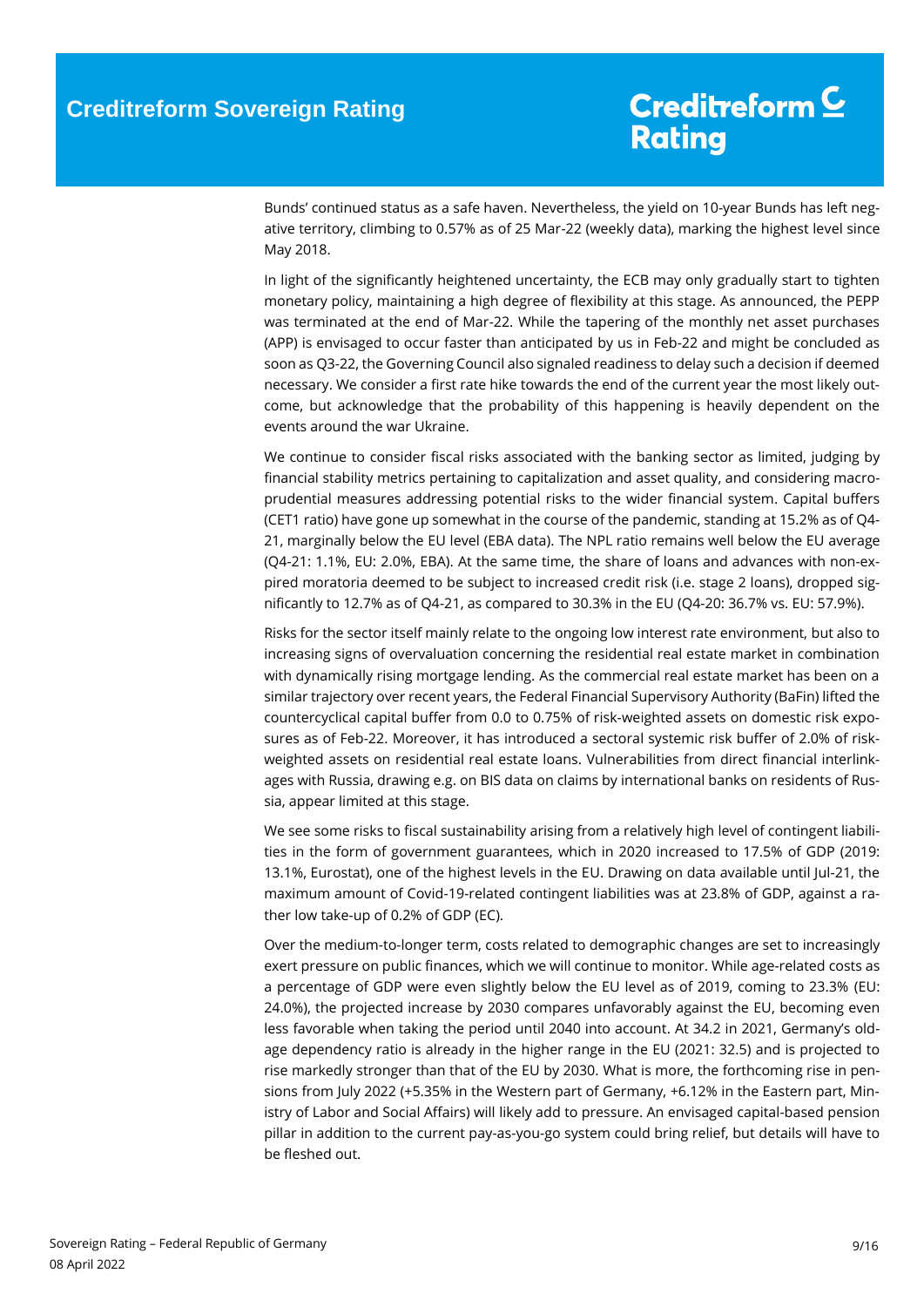Bunds' continued status as a safe haven. Nevertheless, the yield on 10-year Bunds has left negative territory, climbing to 0.57% as of 25 Mar-22 (weekly data), marking the highest level since May 2018.

In light of the significantly heightened uncertainty, the ECB may only gradually start to tighten monetary policy, maintaining a high degree of flexibility at this stage. As announced, the PEPP was terminated at the end of Mar-22. While the tapering of the monthly net asset purchases (APP) is envisaged to occur faster than anticipated by us in Feb-22 and might be concluded as soon as Q3-22, the Governing Council also signaled readiness to delay such a decision if deemed necessary. We consider a first rate hike towards the end of the current year the most likely outcome, but acknowledge that the probability of this happening is heavily dependent on the events around the war Ukraine.

We continue to consider fiscal risks associated with the banking sector as limited, judging by financial stability metrics pertaining to capitalization and asset quality, and considering macroprudential measures addressing potential risks to the wider financial system. Capital buffers (CET1 ratio) have gone up somewhat in the course of the pandemic, standing at 15.2% as of Q4-21, marginally below the EU level (EBA data). The NPL ratio remains well below the EU average (Q4-21: 1.1%, EU: 2.0%, EBA). At the same time, the share of loans and advances with non-expired moratoria deemed to be subject to increased credit risk (i.e. stage 2 loans), dropped significantly to 12.7% as of Q4-21, as compared to 30.3% in the EU (Q4-20: 36.7% vs. EU: 57.9%).

Risks for the sector itself mainly relate to the ongoing low interest rate environment, but also to increasing signs of overvaluation concerning the residential real estate market in combination with dynamically rising mortgage lending. As the commercial real estate market has been on a similar trajectory over recent years, the Federal Financial Supervisory Authority (BaFin) lifted the countercyclical capital buffer from 0.0 to 0.75% of risk-weighted assets on domestic risk exposures as of Feb-22. Moreover, it has introduced a sectoral systemic risk buffer of 2.0% of risk-weighted assets on residential real estate loans. Vulnerabilities from direct financial interlinkages with Russia, drawing e.g. on BIS data on claims by international banks on residents of Russia, appear limited at this stage.

We see some risks to fiscal sustainability arising from a relatively high level of contingent liabilities in the form of government guarantees, which in 2020 increased to 17.5% of GDP (2019: 13.1%, Eurostat), one of the highest levels in the EU. Drawing on data available until Jul-21, the maximum amount of Covid-19-related contingent liabilities was at 23.8% of GDP, against a rather low take-up of 0.2% of GDP (EC).

Over the medium-to-longer term, costs related to demographic changes are set to increasingly exert pressure on public finances, which we will continue to monitor. While age-related costs as a percentage of GDP were even slightly below the EU level as of 2019, coming to 23.3% (EU: 24.0%), the projected increase by 2030 compares unfavorably against the EU, becoming even less favorable when taking the period until 2040 into account. At 34.2 in 2021, Germany's old-age dependency ratio is already in the higher range in the EU (2021: 32.5) and is projected to rise markedly stronger than that of the EU by 2030. What is more, the forthcoming rise in pensions from July 2022 (+5.35% in the Western part of Germany, +6.12% in the Eastern part, Ministry of Labor and Social Affairs) will likely add to pressure. An envisaged capital-based pension pillar in addition to the current pay-as-you-go system could bring relief, but details will have to be fleshed out.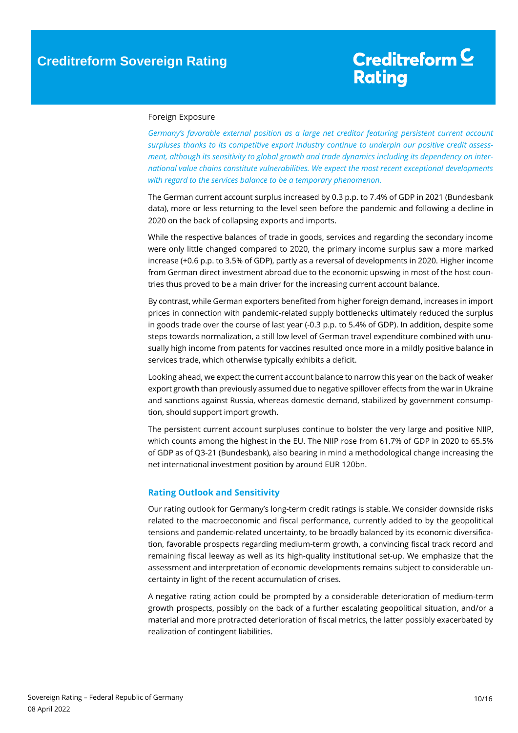Foreign Exposure

*Germany's favorable external position as a large net creditor featuring persistent current account surpluses thanks to its competitive export industry continue to underpin our positive credit assessment, although its sensitivity to global growth and trade dynamics including its dependency on international value chains constitute vulnerabilities. We expect the most recent exceptional developments with regard to the services balance to be a temporary phenomenon.*

The German current account surplus increased by 0.3 p.p. to 7.4% of GDP in 2021 (Bundesbank data), more or less returning to the level seen before the pandemic and following a decline in 2020 on the back of collapsing exports and imports.

While the respective balances of trade in goods, services and regarding the secondary income were only little changed compared to 2020, the primary income surplus saw a more marked increase (+0.6 p.p. to 3.5% of GDP), partly as a reversal of developments in 2020. Higher income from German direct investment abroad due to the economic upswing in most of the host countries thus proved to be a main driver for the increasing current account balance.

By contrast, while German exporters benefited from higher foreign demand, increases in import prices in connection with pandemic-related supply bottlenecks ultimately reduced the surplus in goods trade over the course of last year (-0.3 p.p. to 5.4% of GDP). In addition, despite some steps towards normalization, a still low level of German travel expenditure combined with unusually high income from patents for vaccines resulted once more in a mildly positive balance in services trade, which otherwise typically exhibits a deficit.

Looking ahead, we expect the current account balance to narrow this year on the back of weaker export growth than previously assumed due to negative spillover effects from the war in Ukraine and sanctions against Russia, whereas domestic demand, stabilized by government consumption, should support import growth.

The persistent current account surpluses continue to bolster the very large and positive NIIP, which counts among the highest in the EU. The NIIP rose from 61.7% of GDP in 2020 to 65.5% of GDP as of Q3-21 (Bundesbank), also bearing in mind a methodological change increasing the net international investment position by around EUR 120bn.

## Rating Outlook and Sensitivity

Our rating outlook for Germany's long-term credit ratings is stable. We consider downside risks related to the macroeconomic and fiscal performance, currently added to by the geopolitical tensions and pandemic-related uncertainty, to be broadly balanced by its economic diversification, favorable prospects regarding medium-term growth, a convincing fiscal track record and remaining fiscal leeway as well as its high-quality institutional set-up. We emphasize that the assessment and interpretation of economic developments remains subject to considerable uncertainty in light of the recent accumulation of crises.

A negative rating action could be prompted by a considerable deterioration of medium-term growth prospects, possibly on the back of a further escalating geopolitical situation, and/or a material and more protracted deterioration of fiscal metrics, the latter possibly exacerbated by realization of contingent liabilities.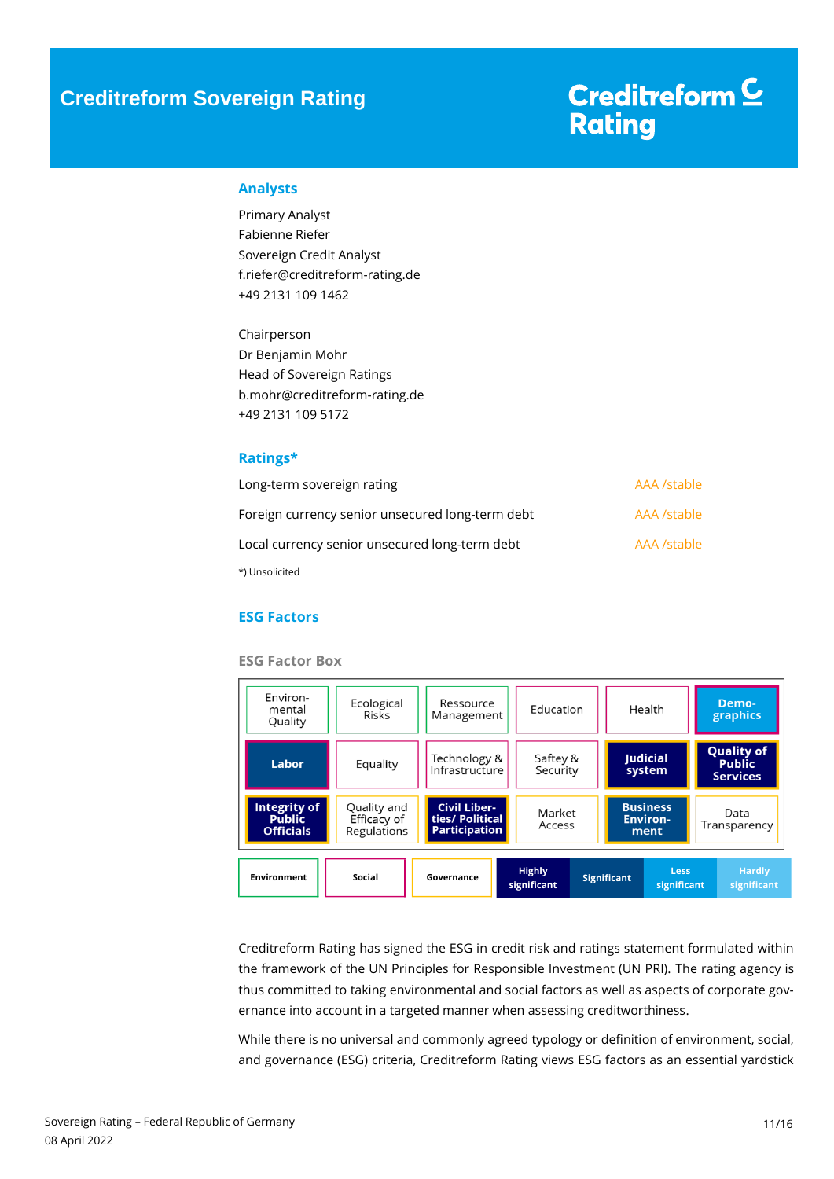# Creditreform Sovereign Rating

Creditreform Rating

## Analysts

Primary Analyst
Fabienne Riefer
Sovereign Credit Analyst
f.riefer@creditreform-rating.de
+49 2131 109 1462

Chairperson
Dr Benjamin Mohr
Head of Sovereign Ratings
b.mohr@creditreform-rating.de
+49 2131 109 5172

## Ratings*

| | |
|---|---|
| Long-term sovereign rating | AAA /stable |
| Foreign currency senior unsecured long-term debt | AAA /stable |
| Local currency senior unsecured long-term debt | AAA /stable |

*) Unsolicited

## ESG Factors

### ESG Factor Box

| | | | | | |
|---|---|---|---|---|---|
| Environ-mental Quality | Ecological Risks | Ressource Management | Education | Health | **Demo-graphics** |
| **Labor** | Equality | Technology & Infrastructure | Saftey & Security | **Judicial system** | **Quality of Public Services** |
| **Integrity of Public Officials** | Quality and Efficacy of Regulations | **Civil Liber-ties/ Political Participation** | Market Access | **Business Environ-ment** | Data Transparency |

| Environment | Social | Governance | Highly significant | Significant | Less significant | Hardly significant |
|---|---|---|---|---|---|---|

Creditreform Rating has signed the ESG in credit risk and ratings statement formulated within the framework of the UN Principles for Responsible Investment (UN PRI). The rating agency is thus committed to taking environmental and social factors as well as aspects of corporate governance into account in a targeted manner when assessing creditworthiness.

While there is no universal and commonly agreed typology or definition of environment, social, and governance (ESG) criteria, Creditreform Rating views ESG factors as an essential yardstick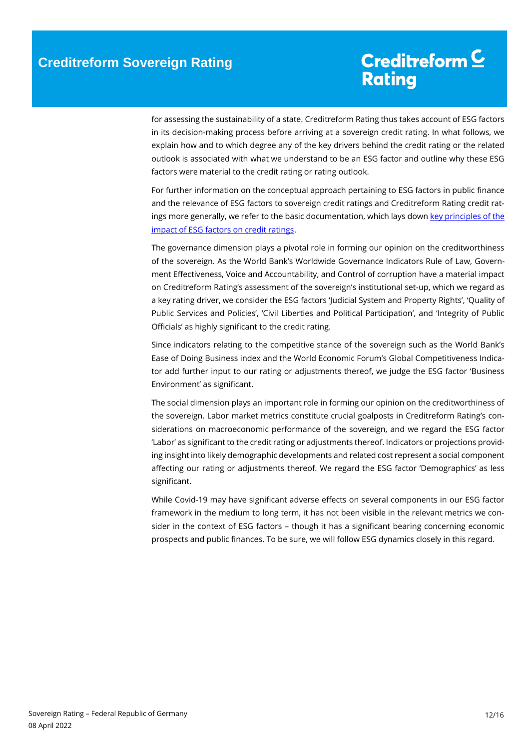for assessing the sustainability of a state. Creditreform Rating thus takes account of ESG factors in its decision-making process before arriving at a sovereign credit rating. In what follows, we explain how and to which degree any of the key drivers behind the credit rating or the related outlook is associated with what we understand to be an ESG factor and outline why these ESG factors were material to the credit rating or rating outlook.

For further information on the conceptual approach pertaining to ESG factors in public finance and the relevance of ESG factors to sovereign credit ratings and Creditreform Rating credit ratings more generally, we refer to the basic documentation, which lays down [key principles of the impact of ESG factors on credit ratings](#).

The governance dimension plays a pivotal role in forming our opinion on the creditworthiness of the sovereign. As the World Bank's Worldwide Governance Indicators Rule of Law, Government Effectiveness, Voice and Accountability, and Control of corruption have a material impact on Creditreform Rating's assessment of the sovereign's institutional set-up, which we regard as a key rating driver, we consider the ESG factors 'Judicial System and Property Rights', 'Quality of Public Services and Policies', 'Civil Liberties and Political Participation', and 'Integrity of Public Officials' as highly significant to the credit rating.

Since indicators relating to the competitive stance of the sovereign such as the World Bank's Ease of Doing Business index and the World Economic Forum's Global Competitiveness Indicator add further input to our rating or adjustments thereof, we judge the ESG factor 'Business Environment' as significant.

The social dimension plays an important role in forming our opinion on the creditworthiness of the sovereign. Labor market metrics constitute crucial goalposts in Creditreform Rating's considerations on macroeconomic performance of the sovereign, and we regard the ESG factor 'Labor' as significant to the credit rating or adjustments thereof. Indicators or projections providing insight into likely demographic developments and related cost represent a social component affecting our rating or adjustments thereof. We regard the ESG factor 'Demographics' as less significant.

While Covid-19 may have significant adverse effects on several components in our ESG factor framework in the medium to long term, it has not been visible in the relevant metrics we consider in the context of ESG factors – though it has a significant bearing concerning economic prospects and public finances. To be sure, we will follow ESG dynamics closely in this regard.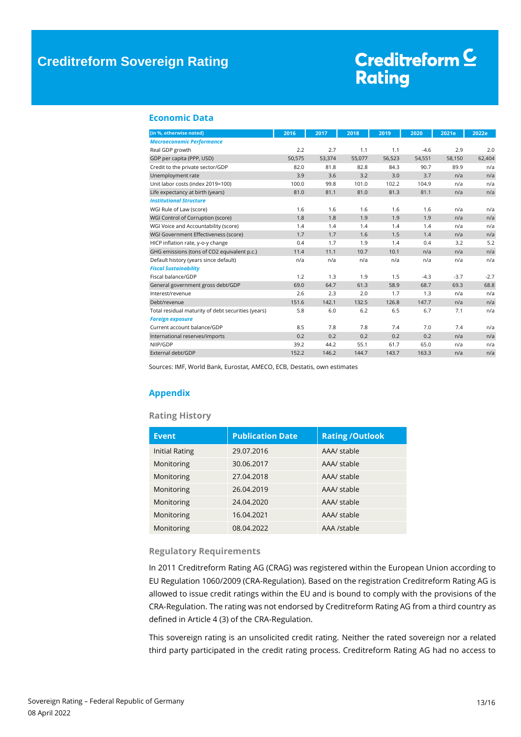## Economic Data

| [in %, otherwise noted] | 2016 | 2017 | 2018 | 2019 | 2020 | 2021e | 2022e |
|---|---|---|---|---|---|---|---|
| ***Macroeconomic Performance*** | | | | | | | |
| Real GDP growth | 2.2 | 2.7 | 1.1 | 1.1 | -4.6 | 2.9 | 2.0 |
| GDP per capita (PPP, USD) | 50,575 | 53,374 | 55,077 | 56,523 | 54,551 | 58,150 | 62,404 |
| Credit to the private sector/GDP | 82.0 | 81.8 | 82.8 | 84.3 | 90.7 | 89.9 | n/a |
| Unemployment rate | 3.9 | 3.6 | 3.2 | 3.0 | 3.7 | n/a | n/a |
| Unit labor costs (index 2019=100) | 100.0 | 99.8 | 101.0 | 102.2 | 104.9 | n/a | n/a |
| Life expectancy at birth (years) | 81.0 | 81.1 | 81.0 | 81.3 | 81.1 | n/a | n/a |
| ***Institutional Structure*** | | | | | | | |
| WGI Rule of Law (score) | 1.6 | 1.6 | 1.6 | 1.6 | 1.6 | n/a | n/a |
| WGI Control of Corruption (score) | 1.8 | 1.8 | 1.9 | 1.9 | 1.9 | n/a | n/a |
| WGI Voice and Accountability (score) | 1.4 | 1.4 | 1.4 | 1.4 | 1.4 | n/a | n/a |
| WGI Government Effectiveness (score) | 1.7 | 1.7 | 1.6 | 1.5 | 1.4 | n/a | n/a |
| HICP inflation rate, y-o-y change | 0.4 | 1.7 | 1.9 | 1.4 | 0.4 | 3.2 | 5.2 |
| GHG emissions (tons of CO2 equivalent p.c.) | 11.4 | 11.1 | 10.7 | 10.1 | n/a | n/a | n/a |
| Default history (years since default) | n/a | n/a | n/a | n/a | n/a | n/a | n/a |
| ***Fiscal Sustainability*** | | | | | | | |
| Fiscal balance/GDP | 1.2 | 1.3 | 1.9 | 1.5 | -4.3 | -3.7 | -2.7 |
| General government gross debt/GDP | 69.0 | 64.7 | 61.3 | 58.9 | 68.7 | 69.3 | 68.8 |
| Interest/revenue | 2.6 | 2.3 | 2.0 | 1.7 | 1.3 | n/a | n/a |
| Debt/revenue | 151.6 | 142.1 | 132.5 | 126.8 | 147.7 | n/a | n/a |
| Total residual maturity of debt securities (years) | 5.8 | 6.0 | 6.2 | 6.5 | 6.7 | 7.1 | n/a |
| ***Foreign exposure*** | | | | | | | |
| Current account balance/GDP | 8.5 | 7.8 | 7.8 | 7.4 | 7.0 | 7.4 | n/a |
| International reserves/imports | 0.2 | 0.2 | 0.2 | 0.2 | 0.2 | n/a | n/a |
| NIIP/GDP | 39.2 | 44.2 | 55.1 | 61.7 | 65.0 | n/a | n/a |
| External debt/GDP | 152.2 | 146.2 | 144.7 | 143.7 | 163.3 | n/a | n/a |

Sources: IMF, World Bank, Eurostat, AMECO, ECB, Destatis, own estimates

## Appendix

### Rating History

| Event | Publication Date | Rating /Outlook |
|---|---|---|
| Initial Rating | 29.07.2016 | AAA/ stable |
| Monitoring | 30.06.2017 | AAA/ stable |
| Monitoring | 27.04.2018 | AAA/ stable |
| Monitoring | 26.04.2019 | AAA/ stable |
| Monitoring | 24.04.2020 | AAA/ stable |
| Monitoring | 16.04.2021 | AAA/ stable |
| Monitoring | 08.04.2022 | AAA /stable |

### Regulatory Requirements

In 2011 Creditreform Rating AG (CRAG) was registered within the European Union according to EU Regulation 1060/2009 (CRA-Regulation). Based on the registration Creditreform Rating AG is allowed to issue credit ratings within the EU and is bound to comply with the provisions of the CRA-Regulation. The rating was not endorsed by Creditreform Rating AG from a third country as defined in Article 4 (3) of the CRA-Regulation.

This sovereign rating is an unsolicited credit rating. Neither the rated sovereign nor a related third party participated in the credit rating process. Creditreform Rating AG had no access to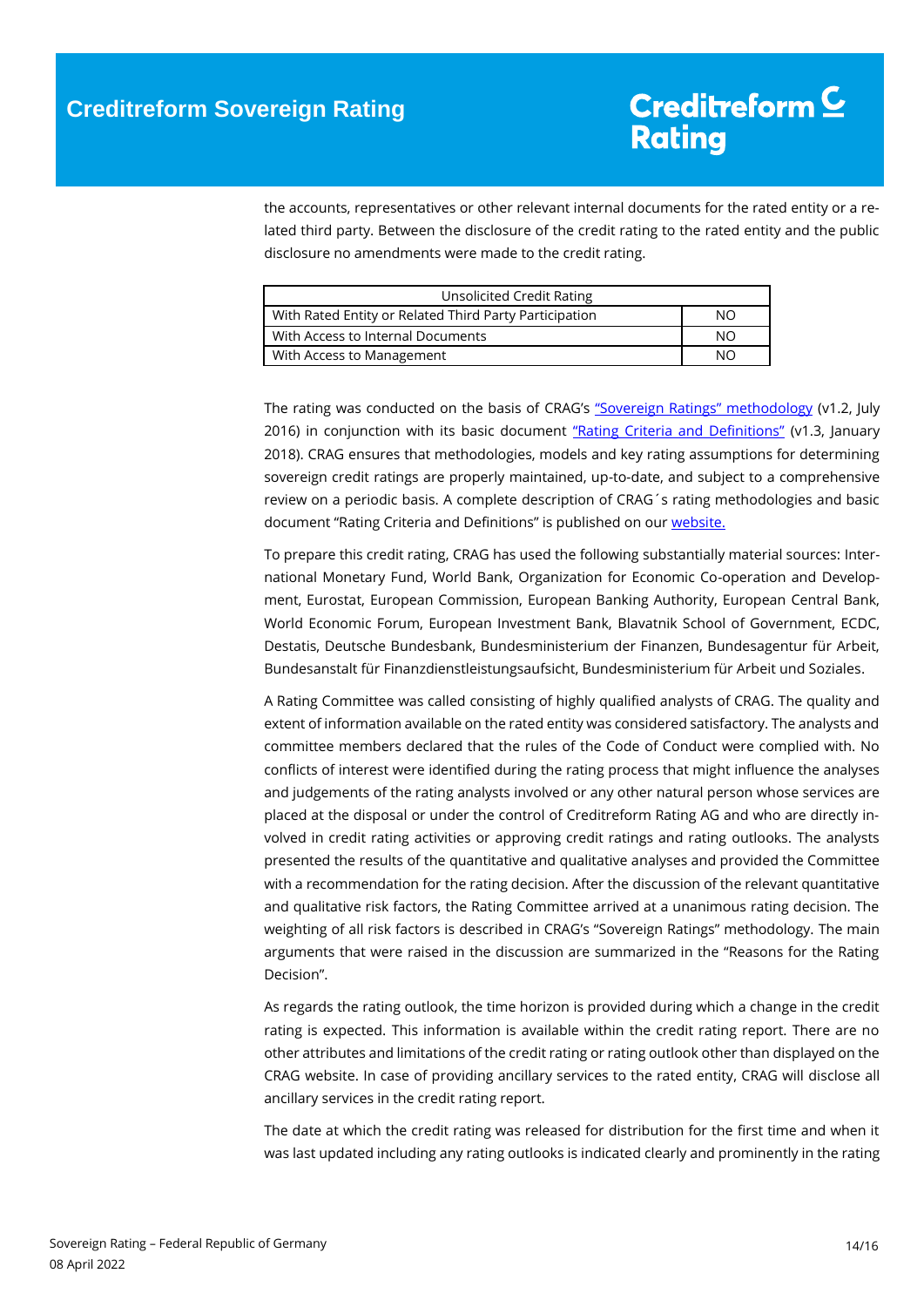the accounts, representatives or other relevant internal documents for the rated entity or a related third party. Between the disclosure of the credit rating to the rated entity and the public disclosure no amendments were made to the credit rating.

| Unsolicited Credit Rating | |
|---|---|
| With Rated Entity or Related Third Party Participation | NO |
| With Access to Internal Documents | NO |
| With Access to Management | NO |

The rating was conducted on the basis of CRAG's "Sovereign Ratings" methodology (v1.2, July 2016) in conjunction with its basic document "Rating Criteria and Definitions" (v1.3, January 2018). CRAG ensures that methodologies, models and key rating assumptions for determining sovereign credit ratings are properly maintained, up-to-date, and subject to a comprehensive review on a periodic basis. A complete description of CRAG´s rating methodologies and basic document "Rating Criteria and Definitions" is published on our website.

To prepare this credit rating, CRAG has used the following substantially material sources: International Monetary Fund, World Bank, Organization for Economic Co-operation and Development, Eurostat, European Commission, European Banking Authority, European Central Bank, World Economic Forum, European Investment Bank, Blavatnik School of Government, ECDC, Destatis, Deutsche Bundesbank, Bundesministerium der Finanzen, Bundesagentur für Arbeit, Bundesanstalt für Finanzdienstleistungsaufsicht, Bundesministerium für Arbeit und Soziales.

A Rating Committee was called consisting of highly qualified analysts of CRAG. The quality and extent of information available on the rated entity was considered satisfactory. The analysts and committee members declared that the rules of the Code of Conduct were complied with. No conflicts of interest were identified during the rating process that might influence the analyses and judgements of the rating analysts involved or any other natural person whose services are placed at the disposal or under the control of Creditreform Rating AG and who are directly involved in credit rating activities or approving credit ratings and rating outlooks. The analysts presented the results of the quantitative and qualitative analyses and provided the Committee with a recommendation for the rating decision. After the discussion of the relevant quantitative and qualitative risk factors, the Rating Committee arrived at a unanimous rating decision. The weighting of all risk factors is described in CRAG's "Sovereign Ratings" methodology. The main arguments that were raised in the discussion are summarized in the "Reasons for the Rating Decision".

As regards the rating outlook, the time horizon is provided during which a change in the credit rating is expected. This information is available within the credit rating report. There are no other attributes and limitations of the credit rating or rating outlook other than displayed on the CRAG website. In case of providing ancillary services to the rated entity, CRAG will disclose all ancillary services in the credit rating report.

The date at which the credit rating was released for distribution for the first time and when it was last updated including any rating outlooks is indicated clearly and prominently in the rating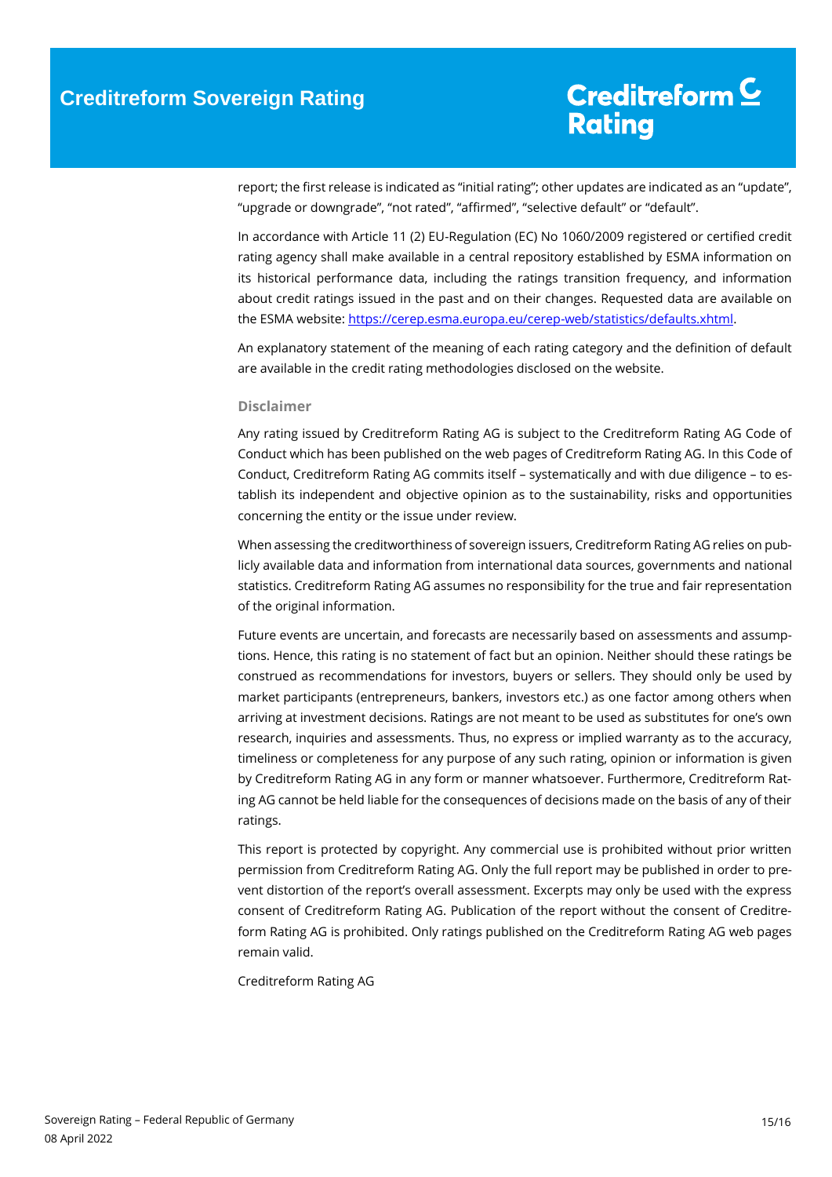report; the first release is indicated as "initial rating"; other updates are indicated as an "update", "upgrade or downgrade", "not rated", "affirmed", "selective default" or "default".

In accordance with Article 11 (2) EU-Regulation (EC) No 1060/2009 registered or certified credit rating agency shall make available in a central repository established by ESMA information on its historical performance data, including the ratings transition frequency, and information about credit ratings issued in the past and on their changes. Requested data are available on the ESMA website: https://cerep.esma.europa.eu/cerep-web/statistics/defaults.xhtml.

An explanatory statement of the meaning of each rating category and the definition of default are available in the credit rating methodologies disclosed on the website.

### Disclaimer

Any rating issued by Creditreform Rating AG is subject to the Creditreform Rating AG Code of Conduct which has been published on the web pages of Creditreform Rating AG. In this Code of Conduct, Creditreform Rating AG commits itself – systematically and with due diligence – to establish its independent and objective opinion as to the sustainability, risks and opportunities concerning the entity or the issue under review.

When assessing the creditworthiness of sovereign issuers, Creditreform Rating AG relies on publicly available data and information from international data sources, governments and national statistics. Creditreform Rating AG assumes no responsibility for the true and fair representation of the original information.

Future events are uncertain, and forecasts are necessarily based on assessments and assumptions. Hence, this rating is no statement of fact but an opinion. Neither should these ratings be construed as recommendations for investors, buyers or sellers. They should only be used by market participants (entrepreneurs, bankers, investors etc.) as one factor among others when arriving at investment decisions. Ratings are not meant to be used as substitutes for one's own research, inquiries and assessments. Thus, no express or implied warranty as to the accuracy, timeliness or completeness for any purpose of any such rating, opinion or information is given by Creditreform Rating AG in any form or manner whatsoever. Furthermore, Creditreform Rating AG cannot be held liable for the consequences of decisions made on the basis of any of their ratings.

This report is protected by copyright. Any commercial use is prohibited without prior written permission from Creditreform Rating AG. Only the full report may be published in order to prevent distortion of the report's overall assessment. Excerpts may only be used with the express consent of Creditreform Rating AG. Publication of the report without the consent of Creditreform Rating AG is prohibited. Only ratings published on the Creditreform Rating AG web pages remain valid.

Creditreform Rating AG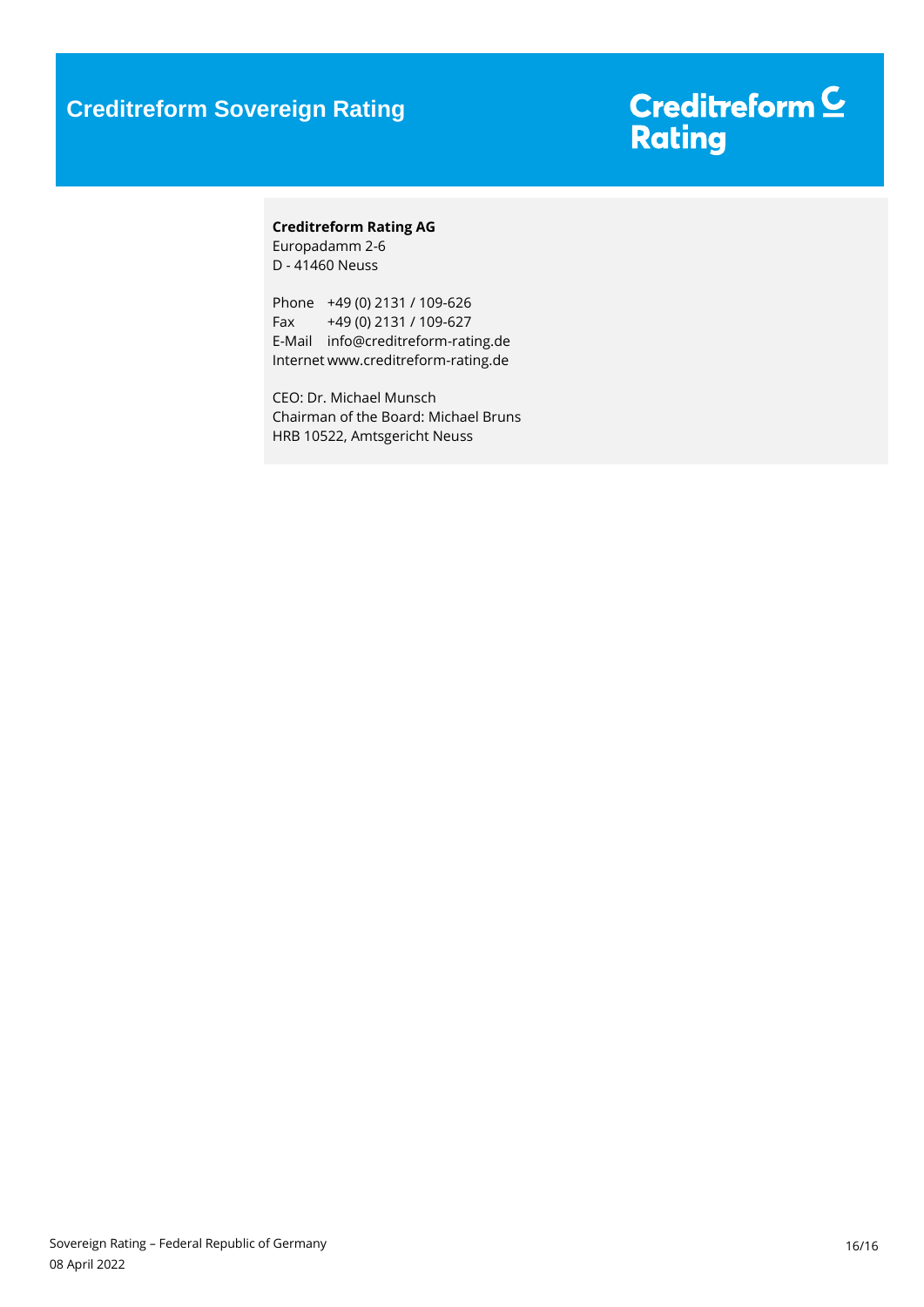**Creditreform Rating AG**
Europadamm 2-6
D - 41460 Neuss

Phone +49 (0) 2131 / 109-626
Fax +49 (0) 2131 / 109-627
E-Mail info@creditreform-rating.de
Internet www.creditreform-rating.de

CEO: Dr. Michael Munsch
Chairman of the Board: Michael Bruns
HRB 10522, Amtsgericht Neuss